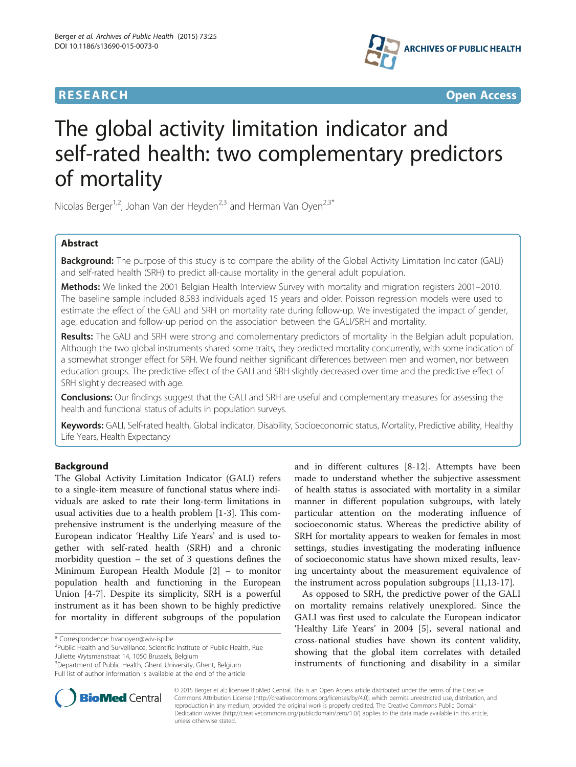**RESEARCH** **Open Access**

# The global activity limitation indicator and self-rated health: two complementary predictors of mortality

Nicolas Berger[1,2], Johan Van der Heyden[2,3] and Herman Van Oyen[2,3*]

## Abstract

**Background:** The purpose of this study is to compare the ability of the Global Activity Limitation Indicator (GALI) and self-rated health (SRH) to predict all-cause mortality in the general adult population.

**Methods:** We linked the 2001 Belgian Health Interview Survey with mortality and migration registers 2001–2010. The baseline sample included 8,583 individuals aged 15 years and older. Poisson regression models were used to estimate the effect of the GALI and SRH on mortality rate during follow-up. We investigated the impact of gender, age, education and follow-up period on the association between the GALI/SRH and mortality.

**Results:** The GALI and SRH were strong and complementary predictors of mortality in the Belgian adult population. Although the two global instruments shared some traits, they predicted mortality concurrently, with some indication of a somewhat stronger effect for SRH. We found neither significant differences between men and women, nor between education groups. The predictive effect of the GALI and SRH slightly decreased over time and the predictive effect of SRH slightly decreased with age.

**Conclusions:** Our findings suggest that the GALI and SRH are useful and complementary measures for assessing the health and functional status of adults in population surveys.

**Keywords:** GALI, Self-rated health, Global indicator, Disability, Socioeconomic status, Mortality, Predictive ability, Healthy Life Years, Health Expectancy

## Background

The Global Activity Limitation Indicator (GALI) refers to a single-item measure of functional status where individuals are asked to rate their long-term limitations in usual activities due to a health problem [1-3]. This comprehensive instrument is the underlying measure of the European indicator 'Healthy Life Years' and is used together with self-rated health (SRH) and a chronic morbidity question – the set of 3 questions defines the Minimum European Health Module [2] – to monitor population health and functioning in the European Union [4-7]. Despite its simplicity, SRH is a powerful instrument as it has been shown to be highly predictive for mortality in different subgroups of the population and in different cultures [8-12]. Attempts have been made to understand whether the subjective assessment of health status is associated with mortality in a similar manner in different population subgroups, with lately particular attention on the moderating influence of socioeconomic status. Whereas the predictive ability of SRH for mortality appears to weaken for females in most settings, studies investigating the moderating influence of socioeconomic status have shown mixed results, leaving uncertainty about the measurement equivalence of the instrument across population subgroups [11,13-17].

As opposed to SRH, the predictive power of the GALI on mortality remains relatively unexplored. Since the GALI was first used to calculate the European indicator 'Healthy Life Years' in 2004 [5], several national and cross-national studies have shown its content validity, showing that the global item correlates with detailed instruments of functioning and disability in a similar

\* Correspondence: hvanoyen@wiv-isp.be
[2]Public Health and Surveillance, Scientific Institute of Public Health, Rue Juliette Wytsmanstraat 14, 1050 Brussels, Belgium
[3]Department of Public Health, Ghent University, Ghent, Belgium
Full list of author information is available at the end of the article

© 2015 Berger et al.; licensee BioMed Central. This is an Open Access article distributed under the terms of the Creative Commons Attribution License (http://creativecommons.org/licenses/by/4.0), which permits unrestricted use, distribution, and reproduction in any medium, provided the original work is properly credited. The Creative Commons Public Domain Dedication waiver (http://creativecommons.org/publicdomain/zero/1.0/) applies to the data made available in this article, unless otherwise stated.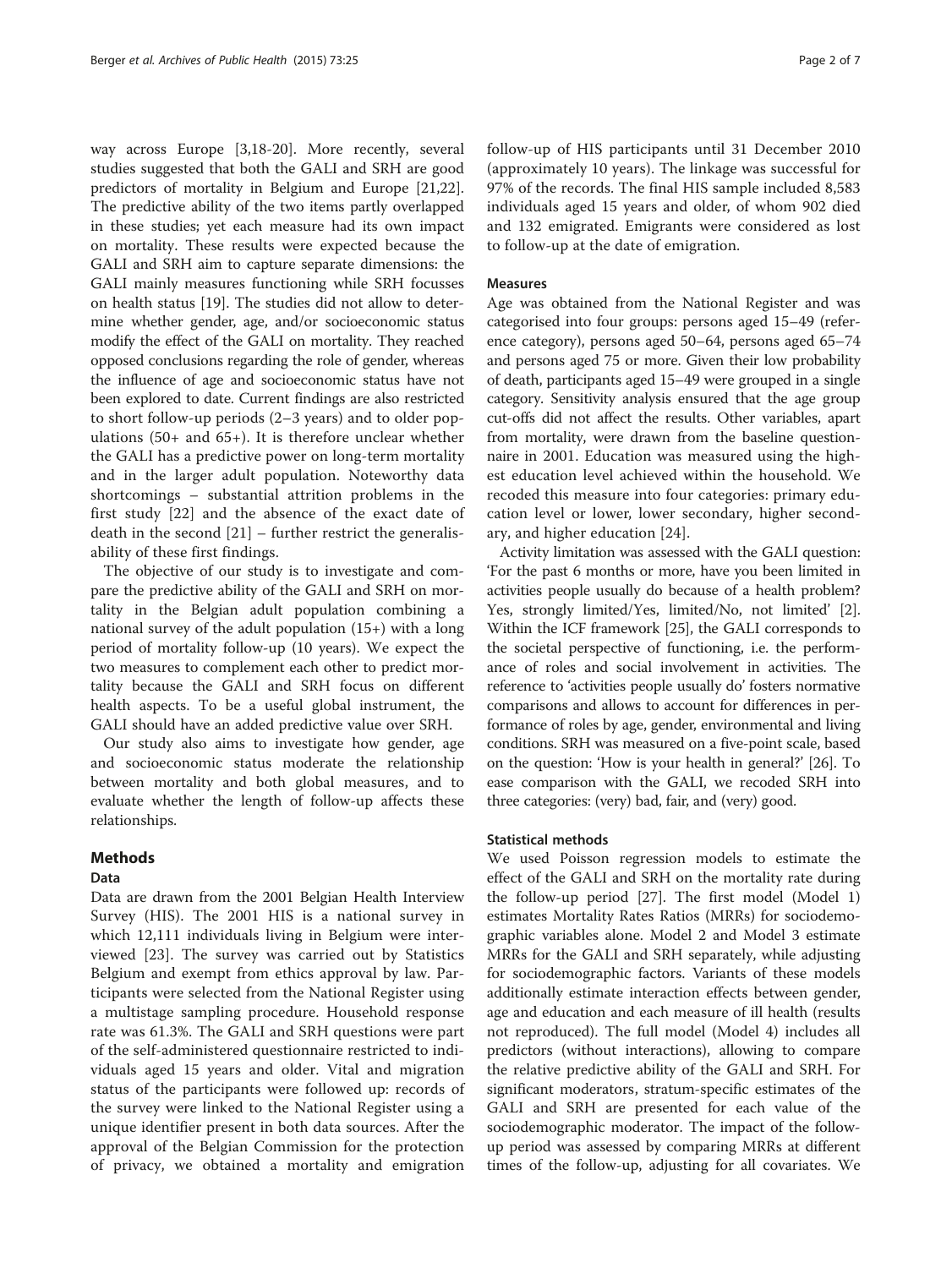way across Europe [3,18-20]. More recently, several studies suggested that both the GALI and SRH are good predictors of mortality in Belgium and Europe [21,22]. The predictive ability of the two items partly overlapped in these studies; yet each measure had its own impact on mortality. These results were expected because the GALI and SRH aim to capture separate dimensions: the GALI mainly measures functioning while SRH focusses on health status [19]. The studies did not allow to determine whether gender, age, and/or socioeconomic status modify the effect of the GALI on mortality. They reached opposed conclusions regarding the role of gender, whereas the influence of age and socioeconomic status have not been explored to date. Current findings are also restricted to short follow-up periods (2–3 years) and to older populations (50+ and 65+). It is therefore unclear whether the GALI has a predictive power on long-term mortality and in the larger adult population. Noteworthy data shortcomings – substantial attrition problems in the first study [22] and the absence of the exact date of death in the second [21] – further restrict the generalisability of these first findings.

The objective of our study is to investigate and compare the predictive ability of the GALI and SRH on mortality in the Belgian adult population combining a national survey of the adult population (15+) with a long period of mortality follow-up (10 years). We expect the two measures to complement each other to predict mortality because the GALI and SRH focus on different health aspects. To be a useful global instrument, the GALI should have an added predictive value over SRH.

Our study also aims to investigate how gender, age and socioeconomic status moderate the relationship between mortality and both global measures, and to evaluate whether the length of follow-up affects these relationships.

## Methods

### Data

Data are drawn from the 2001 Belgian Health Interview Survey (HIS). The 2001 HIS is a national survey in which 12,111 individuals living in Belgium were interviewed [23]. The survey was carried out by Statistics Belgium and exempt from ethics approval by law. Participants were selected from the National Register using a multistage sampling procedure. Household response rate was 61.3%. The GALI and SRH questions were part of the self-administered questionnaire restricted to individuals aged 15 years and older. Vital and migration status of the participants were followed up: records of the survey were linked to the National Register using a unique identifier present in both data sources. After the approval of the Belgian Commission for the protection of privacy, we obtained a mortality and emigration follow-up of HIS participants until 31 December 2010 (approximately 10 years). The linkage was successful for 97% of the records. The final HIS sample included 8,583 individuals aged 15 years and older, of whom 902 died and 132 emigrated. Emigrants were considered as lost to follow-up at the date of emigration.

### Measures

Age was obtained from the National Register and was categorised into four groups: persons aged 15–49 (reference category), persons aged 50–64, persons aged 65–74 and persons aged 75 or more. Given their low probability of death, participants aged 15–49 were grouped in a single category. Sensitivity analysis ensured that the age group cut-offs did not affect the results. Other variables, apart from mortality, were drawn from the baseline questionnaire in 2001. Education was measured using the highest education level achieved within the household. We recoded this measure into four categories: primary education level or lower, lower secondary, higher secondary, and higher education [24].

Activity limitation was assessed with the GALI question: 'For the past 6 months or more, have you been limited in activities people usually do because of a health problem? Yes, strongly limited/Yes, limited/No, not limited' [2]. Within the ICF framework [25], the GALI corresponds to the societal perspective of functioning, i.e. the performance of roles and social involvement in activities. The reference to 'activities people usually do' fosters normative comparisons and allows to account for differences in performance of roles by age, gender, environmental and living conditions. SRH was measured on a five-point scale, based on the question: 'How is your health in general?' [26]. To ease comparison with the GALI, we recoded SRH into three categories: (very) bad, fair, and (very) good.

### Statistical methods

We used Poisson regression models to estimate the effect of the GALI and SRH on the mortality rate during the follow-up period [27]. The first model (Model 1) estimates Mortality Rates Ratios (MRRs) for sociodemographic variables alone. Model 2 and Model 3 estimate MRRs for the GALI and SRH separately, while adjusting for sociodemographic factors. Variants of these models additionally estimate interaction effects between gender, age and education and each measure of ill health (results not reproduced). The full model (Model 4) includes all predictors (without interactions), allowing to compare the relative predictive ability of the GALI and SRH. For significant moderators, stratum-specific estimates of the GALI and SRH are presented for each value of the sociodemographic moderator. The impact of the follow-up period was assessed by comparing MRRs at different times of the follow-up, adjusting for all covariates. We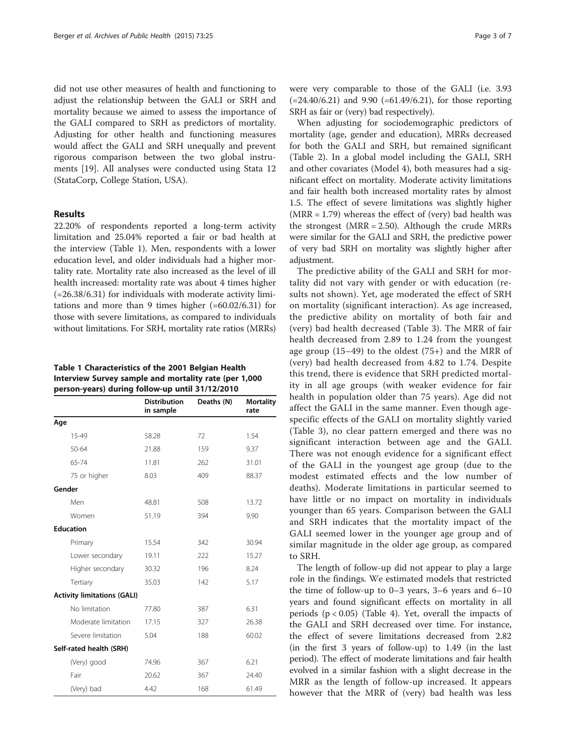did not use other measures of health and functioning to adjust the relationship between the GALI or SRH and mortality because we aimed to assess the importance of the GALI compared to SRH as predictors of mortality. Adjusting for other health and functioning measures would affect the GALI and SRH unequally and prevent rigorous comparison between the two global instruments [19]. All analyses were conducted using Stata 12 (StataCorp, College Station, USA).

## Results

22.20% of respondents reported a long-term activity limitation and 25.04% reported a fair or bad health at the interview (Table 1). Men, respondents with a lower education level, and older individuals had a higher mortality rate. Mortality rate also increased as the level of ill health increased: mortality rate was about 4 times higher (=26.38/6.31) for individuals with moderate activity limitations and more than 9 times higher (=60.02/6.31) for those with severe limitations, as compared to individuals without limitations. For SRH, mortality rate ratios (MRRs) were very comparable to those of the GALI (i.e. 3.93 (=24.40/6.21) and 9.90 (=61.49/6.21), for those reporting SRH as fair or (very) bad respectively).

**Table 1 Characteristics of the 2001 Belgian Health Interview Survey sample and mortality rate (per 1,000 person-years) during follow-up until 31/12/2010**

| | Distribution in sample | Deaths (N) | Mortality rate |
|---|---|---|---|
| **Age** | | | |
| 15-49 | 58.28 | 72 | 1.54 |
| 50-64 | 21.88 | 159 | 9.37 |
| 65-74 | 11.81 | 262 | 31.01 |
| 75 or higher | 8.03 | 409 | 88.37 |
| **Gender** | | | |
| Men | 48.81 | 508 | 13.72 |
| Women | 51.19 | 394 | 9.90 |
| **Education** | | | |
| Primary | 15.54 | 342 | 30.94 |
| Lower secondary | 19.11 | 222 | 15.27 |
| Higher secondary | 30.32 | 196 | 8.24 |
| Tertiary | 35.03 | 142 | 5.17 |
| **Activity limitations (GALI)** | | | |
| No limitation | 77.80 | 387 | 6.31 |
| Moderate limitation | 17.15 | 327 | 26.38 |
| Severe limitation | 5.04 | 188 | 60.02 |
| **Self-rated health (SRH)** | | | |
| (Very) good | 74.96 | 367 | 6.21 |
| Fair | 20.62 | 367 | 24.40 |
| (Very) bad | 4.42 | 168 | 61.49 |

When adjusting for sociodemographic predictors of mortality (age, gender and education), MRRs decreased for both the GALI and SRH, but remained significant (Table 2). In a global model including the GALI, SRH and other covariates (Model 4), both measures had a significant effect on mortality. Moderate activity limitations and fair health both increased mortality rates by almost 1.5. The effect of severe limitations was slightly higher (MRR = 1.79) whereas the effect of (very) bad health was the strongest (MRR = 2.50). Although the crude MRRs were similar for the GALI and SRH, the predictive power of very bad SRH on mortality was slightly higher after adjustment.

The predictive ability of the GALI and SRH for mortality did not vary with gender or with education (results not shown). Yet, age moderated the effect of SRH on mortality (significant interaction). As age increased, the predictive ability on mortality of both fair and (very) bad health decreased (Table 3). The MRR of fair health decreased from 2.89 to 1.24 from the youngest age group (15–49) to the oldest (75+) and the MRR of (very) bad health decreased from 4.82 to 1.74. Despite this trend, there is evidence that SRH predicted mortality in all age groups (with weaker evidence for fair health in population older than 75 years). Age did not affect the GALI in the same manner. Even though age-specific effects of the GALI on mortality slightly varied (Table 3), no clear pattern emerged and there was no significant interaction between age and the GALI. There was not enough evidence for a significant effect of the GALI in the youngest age group (due to the modest estimated effects and the low number of deaths). Moderate limitations in particular seemed to have little or no impact on mortality in individuals younger than 65 years. Comparison between the GALI and SRH indicates that the mortality impact of the GALI seemed lower in the younger age group and of similar magnitude in the older age group, as compared to SRH.

The length of follow-up did not appear to play a large role in the findings. We estimated models that restricted the time of follow-up to 0–3 years, 3–6 years and 6–10 years and found significant effects on mortality in all periods ($p < 0.05$) (Table 4). Yet, overall the impacts of the GALI and SRH decreased over time. For instance, the effect of severe limitations decreased from 2.82 (in the first 3 years of follow-up) to 1.49 (in the last period). The effect of moderate limitations and fair health evolved in a similar fashion with a slight decrease in the MRR as the length of follow-up increased. It appears however that the MRR of (very) bad health was less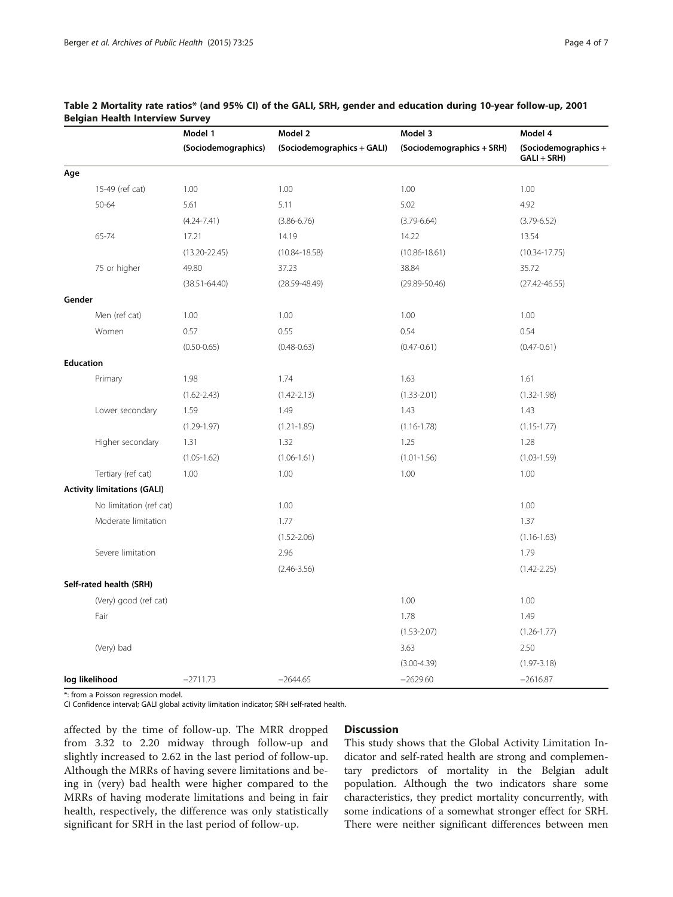**Table 2 Mortality rate ratios* (and 95% CI) of the GALI, SRH, gender and education during 10-year follow-up, 2001 Belgian Health Interview Survey**

| | Model 1 (Sociodemographics) | Model 2 (Sociodemographics + GALI) | Model 3 (Sociodemographics + SRH) | Model 4 (Sociodemographics + GALI + SRH) |
|---|---|---|---|---|
| **Age** | | | | |
| 15-49 (ref cat) | 1.00 | 1.00 | 1.00 | 1.00 |
| 50-64 | 5.61 | 5.11 | 5.02 | 4.92 |
| | (4.24-7.41) | (3.86-6.76) | (3.79-6.64) | (3.79-6.52) |
| 65-74 | 17.21 | 14.19 | 14.22 | 13.54 |
| | (13.20-22.45) | (10.84-18.58) | (10.86-18.61) | (10.34-17.75) |
| 75 or higher | 49.80 | 37.23 | 38.84 | 35.72 |
| | (38.51-64.40) | (28.59-48.49) | (29.89-50.46) | (27.42-46.55) |
| **Gender** | | | | |
| Men (ref cat) | 1.00 | 1.00 | 1.00 | 1.00 |
| Women | 0.57 | 0.55 | 0.54 | 0.54 |
| | (0.50-0.65) | (0.48-0.63) | (0.47-0.61) | (0.47-0.61) |
| **Education** | | | | |
| Primary | 1.98 | 1.74 | 1.63 | 1.61 |
| | (1.62-2.43) | (1.42-2.13) | (1.33-2.01) | (1.32-1.98) |
| Lower secondary | 1.59 | 1.49 | 1.43 | 1.43 |
| | (1.29-1.97) | (1.21-1.85) | (1.16-1.78) | (1.15-1.77) |
| Higher secondary | 1.31 | 1.32 | 1.25 | 1.28 |
| | (1.05-1.62) | (1.06-1.61) | (1.01-1.56) | (1.03-1.59) |
| Tertiary (ref cat) | 1.00 | 1.00 | 1.00 | 1.00 |
| **Activity limitations (GALI)** | | | | |
| No limitation (ref cat) | | 1.00 | | 1.00 |
| Moderate limitation | | 1.77 | | 1.37 |
| | | (1.52-2.06) | | (1.16-1.63) |
| Severe limitation | | 2.96 | | 1.79 |
| | | (2.46-3.56) | | (1.42-2.25) |
| **Self-rated health (SRH)** | | | | |
| (Very) good (ref cat) | | | 1.00 | 1.00 |
| Fair | | | 1.78 | 1.49 |
| | | | (1.53-2.07) | (1.26-1.77) |
| (Very) bad | | | 3.63 | 2.50 |
| | | | (3.00-4.39) | (1.97-3.18) |
| **log likelihood** | −2711.73 | −2644.65 | −2629.60 | −2616.87 |

*: from a Poisson regression model.
CI Confidence interval; GALI global activity limitation indicator; SRH self-rated health.

affected by the time of follow-up. The MRR dropped from 3.32 to 2.20 midway through follow-up and slightly increased to 2.62 in the last period of follow-up. Although the MRRs of having severe limitations and being in (very) bad health were higher compared to the MRRs of having moderate limitations and being in fair health, respectively, the difference was only statistically significant for SRH in the last period of follow-up.

## Discussion

This study shows that the Global Activity Limitation Indicator and self-rated health are strong and complementary predictors of mortality in the Belgian adult population. Although the two indicators share some characteristics, they predict mortality concurrently, with some indications of a somewhat stronger effect for SRH. There were neither significant differences between men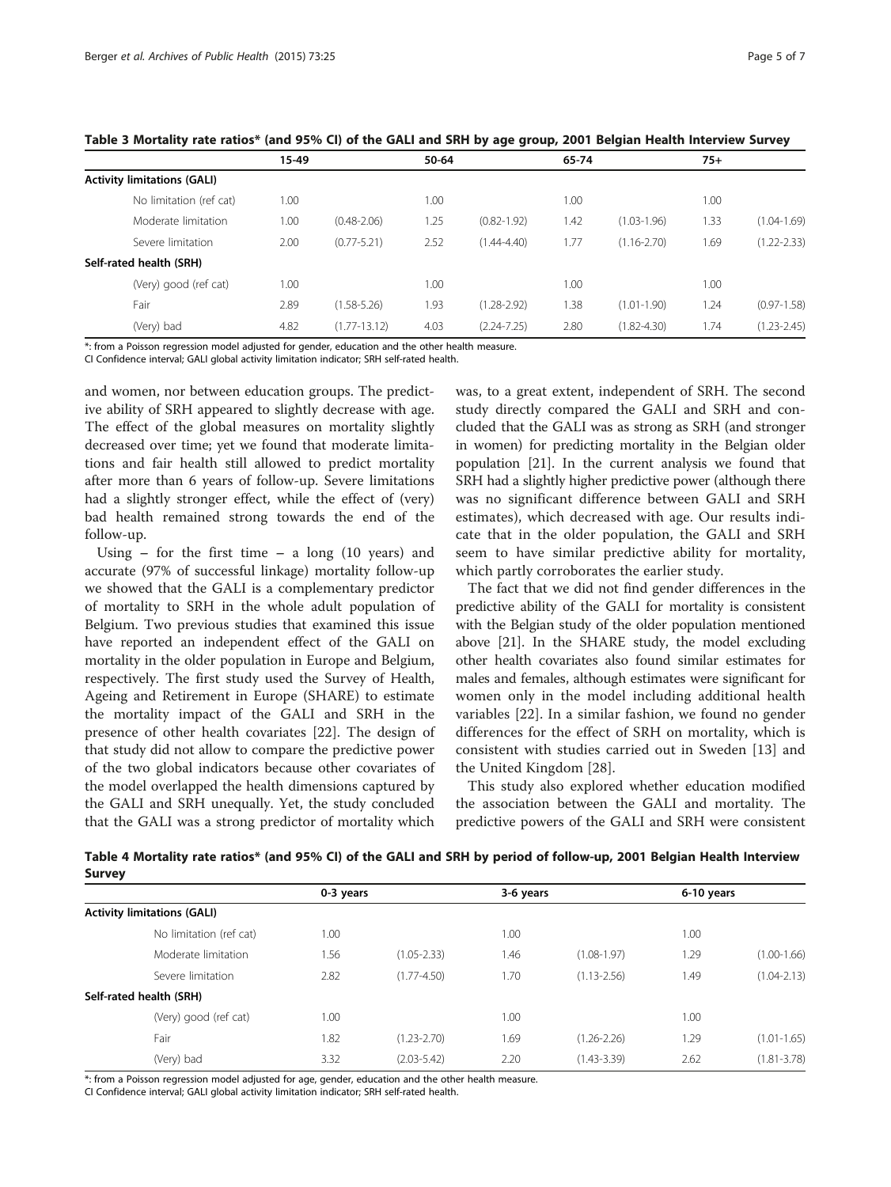**Table 3 Mortality rate ratios\* (and 95% CI) of the GALI and SRH by age group, 2001 Belgian Health Interview Survey**

| | 15-49 | | 50-64 | | 65-74 | | 75+ | |
|---|---|---|---|---|---|---|---|---|
| **Activity limitations (GALI)** | | | | | | | | |
| No limitation (ref cat) | 1.00 | | 1.00 | | 1.00 | | 1.00 | |
| Moderate limitation | 1.00 | (0.48-2.06) | 1.25 | (0.82-1.92) | 1.42 | (1.03-1.96) | 1.33 | (1.04-1.69) |
| Severe limitation | 2.00 | (0.77-5.21) | 2.52 | (1.44-4.40) | 1.77 | (1.16-2.70) | 1.69 | (1.22-2.33) |
| **Self-rated health (SRH)** | | | | | | | | |
| (Very) good (ref cat) | 1.00 | | 1.00 | | 1.00 | | 1.00 | |
| Fair | 2.89 | (1.58-5.26) | 1.93 | (1.28-2.92) | 1.38 | (1.01-1.90) | 1.24 | (0.97-1.58) |
| (Very) bad | 4.82 | (1.77-13.12) | 4.03 | (2.24-7.25) | 2.80 | (1.82-4.30) | 1.74 | (1.23-2.45) |

*: from a Poisson regression model adjusted for gender, education and the other health measure.
CI Confidence interval; GALI global activity limitation indicator; SRH self-rated health.

and women, nor between education groups. The predictive ability of SRH appeared to slightly decrease with age. The effect of the global measures on mortality slightly decreased over time; yet we found that moderate limitations and fair health still allowed to predict mortality after more than 6 years of follow-up. Severe limitations had a slightly stronger effect, while the effect of (very) bad health remained strong towards the end of the follow-up.

Using – for the first time – a long (10 years) and accurate (97% of successful linkage) mortality follow-up we showed that the GALI is a complementary predictor of mortality to SRH in the whole adult population of Belgium. Two previous studies that examined this issue have reported an independent effect of the GALI on mortality in the older population in Europe and Belgium, respectively. The first study used the Survey of Health, Ageing and Retirement in Europe (SHARE) to estimate the mortality impact of the GALI and SRH in the presence of other health covariates [22]. The design of that study did not allow to compare the predictive power of the two global indicators because other covariates of the model overlapped the health dimensions captured by the GALI and SRH unequally. Yet, the study concluded that the GALI was a strong predictor of mortality which was, to a great extent, independent of SRH. The second study directly compared the GALI and SRH and concluded that the GALI was as strong as SRH (and stronger in women) for predicting mortality in the Belgian older population [21]. In the current analysis we found that SRH had a slightly higher predictive power (although there was no significant difference between GALI and SRH estimates), which decreased with age. Our results indicate that in the older population, the GALI and SRH seem to have similar predictive ability for mortality, which partly corroborates the earlier study.

The fact that we did not find gender differences in the predictive ability of the GALI for mortality is consistent with the Belgian study of the older population mentioned above [21]. In the SHARE study, the model excluding other health covariates also found similar estimates for males and females, although estimates were significant for women only in the model including additional health variables [22]. In a similar fashion, we found no gender differences for the effect of SRH on mortality, which is consistent with studies carried out in Sweden [13] and the United Kingdom [28].

This study also explored whether education modified the association between the GALI and mortality. The predictive powers of the GALI and SRH were consistent

**Table 4 Mortality rate ratios\* (and 95% CI) of the GALI and SRH by period of follow-up, 2001 Belgian Health Interview Survey**

| | 0-3 years | | 3-6 years | | 6-10 years | |
|---|---|---|---|---|---|---|
| **Activity limitations (GALI)** | | | | | | |
| No limitation (ref cat) | 1.00 | | 1.00 | | 1.00 | |
| Moderate limitation | 1.56 | (1.05-2.33) | 1.46 | (1.08-1.97) | 1.29 | (1.00-1.66) |
| Severe limitation | 2.82 | (1.77-4.50) | 1.70 | (1.13-2.56) | 1.49 | (1.04-2.13) |
| **Self-rated health (SRH)** | | | | | | |
| (Very) good (ref cat) | 1.00 | | 1.00 | | 1.00 | |
| Fair | 1.82 | (1.23-2.70) | 1.69 | (1.26-2.26) | 1.29 | (1.01-1.65) |
| (Very) bad | 3.32 | (2.03-5.42) | 2.20 | (1.43-3.39) | 2.62 | (1.81-3.78) |

*: from a Poisson regression model adjusted for age, gender, education and the other health measure.
CI Confidence interval; GALI global activity limitation indicator; SRH self-rated health.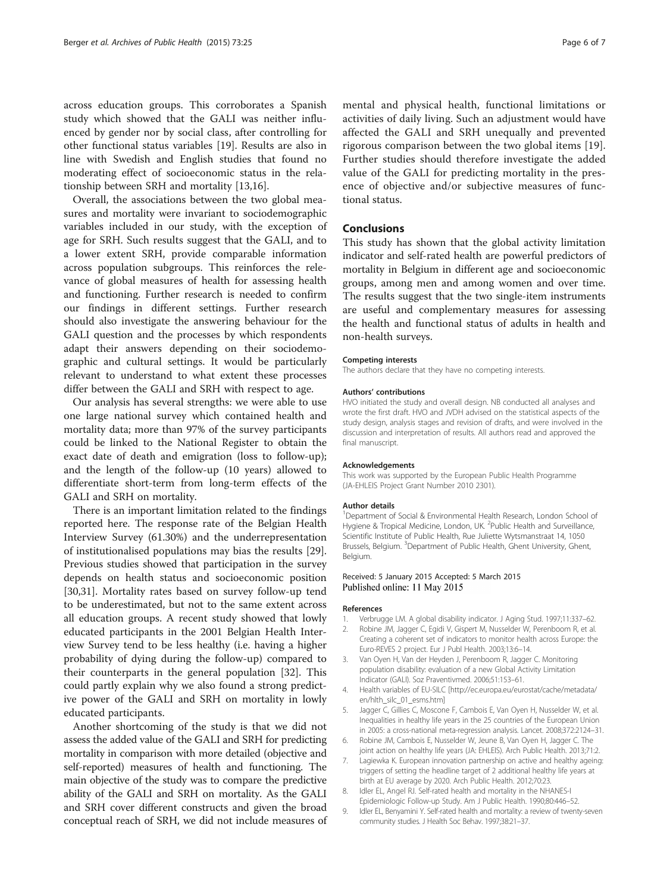across education groups. This corroborates a Spanish study which showed that the GALI was neither influenced by gender nor by social class, after controlling for other functional status variables [19]. Results are also in line with Swedish and English studies that found no moderating effect of socioeconomic status in the relationship between SRH and mortality [13,16].

Overall, the associations between the two global measures and mortality were invariant to sociodemographic variables included in our study, with the exception of age for SRH. Such results suggest that the GALI, and to a lower extent SRH, provide comparable information across population subgroups. This reinforces the relevance of global measures of health for assessing health and functioning. Further research is needed to confirm our findings in different settings. Further research should also investigate the answering behaviour for the GALI question and the processes by which respondents adapt their answers depending on their sociodemographic and cultural settings. It would be particularly relevant to understand to what extent these processes differ between the GALI and SRH with respect to age.

Our analysis has several strengths: we were able to use one large national survey which contained health and mortality data; more than 97% of the survey participants could be linked to the National Register to obtain the exact date of death and emigration (loss to follow-up); and the length of the follow-up (10 years) allowed to differentiate short-term from long-term effects of the GALI and SRH on mortality.

There is an important limitation related to the findings reported here. The response rate of the Belgian Health Interview Survey (61.30%) and the underrepresentation of institutionalised populations may bias the results [29]. Previous studies showed that participation in the survey depends on health status and socioeconomic position [30,31]. Mortality rates based on survey follow-up tend to be underestimated, but not to the same extent across all education groups. A recent study showed that lowly educated participants in the 2001 Belgian Health Interview Survey tend to be less healthy (i.e. having a higher probability of dying during the follow-up) compared to their counterparts in the general population [32]. This could partly explain why we also found a strong predictive power of the GALI and SRH on mortality in lowly educated participants.

Another shortcoming of the study is that we did not assess the added value of the GALI and SRH for predicting mortality in comparison with more detailed (objective and self-reported) measures of health and functioning. The main objective of the study was to compare the predictive ability of the GALI and SRH on mortality. As the GALI and SRH cover different constructs and given the broad conceptual reach of SRH, we did not include measures of mental and physical health, functional limitations or activities of daily living. Such an adjustment would have affected the GALI and SRH unequally and prevented rigorous comparison between the two global items [19]. Further studies should therefore investigate the added value of the GALI for predicting mortality in the presence of objective and/or subjective measures of functional status.

## Conclusions

This study has shown that the global activity limitation indicator and self-rated health are powerful predictors of mortality in Belgium in different age and socioeconomic groups, among men and among women and over time. The results suggest that the two single-item instruments are useful and complementary measures for assessing the health and functional status of adults in health and non-health surveys.

#### Competing interests

The authors declare that they have no competing interests.

#### Authors' contributions

HVO initiated the study and overall design. NB conducted all analyses and wrote the first draft. HVO and JVDH advised on the statistical aspects of the study design, analysis stages and revision of drafts, and were involved in the discussion and interpretation of results. All authors read and approved the final manuscript.

#### Acknowledgements

This work was supported by the European Public Health Programme (JA-EHLEIS Project Grant Number 2010 2301).

#### Author details

[1]Department of Social & Environmental Health Research, London School of Hygiene & Tropical Medicine, London, UK. [2]Public Health and Surveillance, Scientific Institute of Public Health, Rue Juliette Wytsmanstraat 14, 1050 Brussels, Belgium. [3]Department of Public Health, Ghent University, Ghent, Belgium.

Received: 5 January 2015 Accepted: 5 March 2015
Published online: 11 May 2015

#### References

1. Verbrugge LM. A global disability indicator. J Aging Stud. 1997;11:337–62.
2. Robine JM, Jagger C, Egidi V, Gispert M, Nusselder W, Perenboom R, et al. Creating a coherent set of indicators to monitor health across Europe: the Euro-REVES 2 project. Eur J Publ Health. 2003;13:6–14.
3. Van Oyen H, Van der Heyden J, Perenboom R, Jagger C. Monitoring population disability: evaluation of a new Global Activity Limitation Indicator (GALI). Soz Praventivmed. 2006;51:153–61.
4. Health variables of EU-SILC [http://ec.europa.eu/eurostat/cache/metadata/en/hlth_silc_01_esms.htm]
5. Jagger C, Gillies C, Moscone F, Cambois E, Van Oyen H, Nusselder W, et al. Inequalities in healthy life years in the 25 countries of the European Union in 2005: a cross-national meta-regression analysis. Lancet. 2008;372:2124–31.
6. Robine JM, Cambois E, Nusselder W, Jeune B, Van Oyen H, Jagger C. The joint action on healthy life years (JA: EHLEIS). Arch Public Health. 2013;71:2.
7. Lagiewka K. European innovation partnership on active and healthy ageing: triggers of setting the headline target of 2 additional healthy life years at birth at EU average by 2020. Arch Public Health. 2012;70:23.
8. Idler EL, Angel RJ. Self-rated health and mortality in the NHANES-I Epidemiologic Follow-up Study. Am J Public Health. 1990;80:446–52.
9. Idler EL, Benyamini Y. Self-rated health and mortality: a review of twenty-seven community studies. J Health Soc Behav. 1997;38:21–37.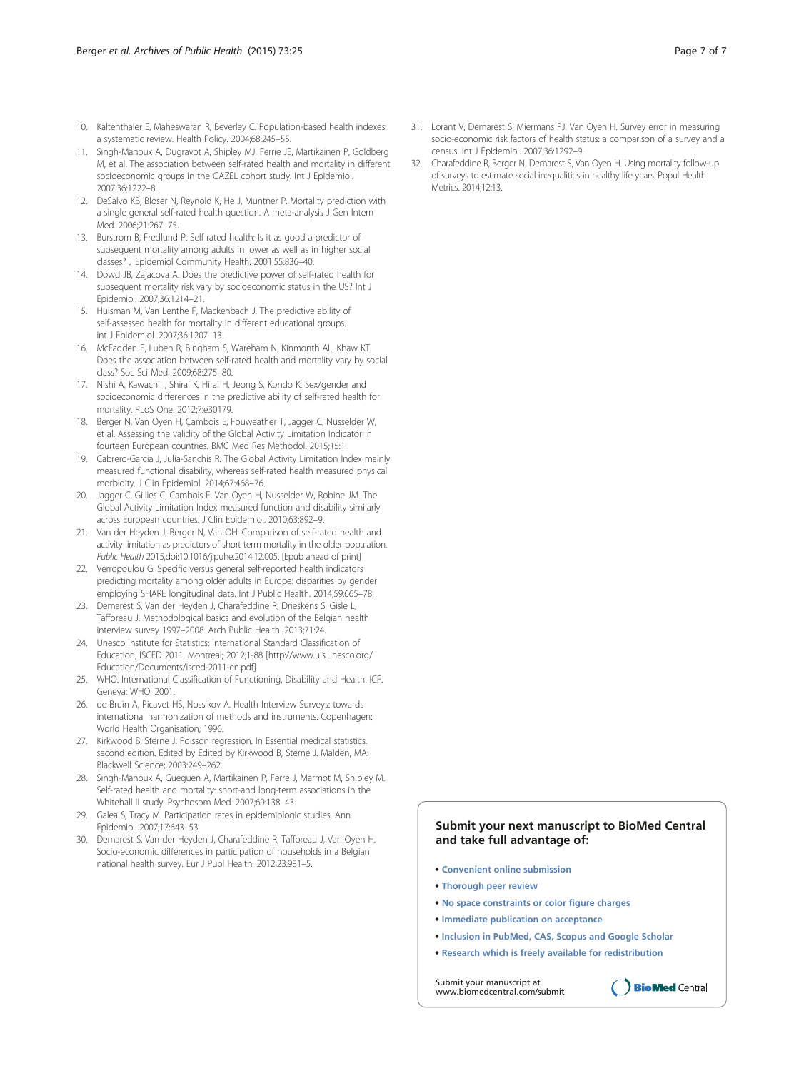10. Kaltenthaler E, Maheswaran R, Beverley C. Population-based health indexes: a systematic review. Health Policy. 2004;68:245–55.
11. Singh-Manoux A, Dugravot A, Shipley MJ, Ferrie JE, Martikainen P, Goldberg M, et al. The association between self-rated health and mortality in different socioeconomic groups in the GAZEL cohort study. Int J Epidemiol. 2007;36:1222–8.
12. DeSalvo KB, Bloser N, Reynold K, He J, Muntner P. Mortality prediction with a single general self-rated health question. A meta-analysis J Gen Intern Med. 2006;21:267–75.
13. Burstrom B, Fredlund P. Self rated health: Is it as good a predictor of subsequent mortality among adults in lower as well as in higher social classes? J Epidemiol Community Health. 2001;55:836–40.
14. Dowd JB, Zajacova A. Does the predictive power of self-rated health for subsequent mortality risk vary by socioeconomic status in the US? Int J Epidemiol. 2007;36:1214–21.
15. Huisman M, Van Lenthe F, Mackenbach J. The predictive ability of self-assessed health for mortality in different educational groups. Int J Epidemiol. 2007;36:1207–13.
16. McFadden E, Luben R, Bingham S, Wareham N, Kinmonth AL, Khaw KT. Does the association between self-rated health and mortality vary by social class? Soc Sci Med. 2009;68:275–80.
17. Nishi A, Kawachi I, Shirai K, Hirai H, Jeong S, Kondo K. Sex/gender and socioeconomic differences in the predictive ability of self-rated health for mortality. PLoS One. 2012;7:e30179.
18. Berger N, Van Oyen H, Cambois E, Fouweather T, Jagger C, Nusselder W, et al. Assessing the validity of the Global Activity Limitation Indicator in fourteen European countries. BMC Med Res Methodol. 2015;15:1.
19. Cabrero-Garcia J, Julia-Sanchis R. The Global Activity Limitation Index mainly measured functional disability, whereas self-rated health measured physical morbidity. J Clin Epidemiol. 2014;67:468–76.
20. Jagger C, Gillies C, Cambois E, Van Oyen H, Nusselder W, Robine JM. The Global Activity Limitation Index measured function and disability similarly across European countries. J Clin Epidemiol. 2010;63:892–9.
21. Van der Heyden J, Berger N, Van OH: Comparison of self-rated health and activity limitation as predictors of short term mortality in the older population. *Public Health* 2015,doi:10.1016/j.puhe.2014.12.005. [Epub ahead of print]
22. Verropoulou G. Specific versus general self-reported health indicators predicting mortality among older adults in Europe: disparities by gender employing SHARE longitudinal data. Int J Public Health. 2014;59:665–78.
23. Demarest S, Van der Heyden J, Charafeddine R, Drieskens S, Gisle L, Tafforeau J. Methodological basics and evolution of the Belgian health interview survey 1997–2008. Arch Public Health. 2013;71:24.
24. Unesco Institute for Statistics: International Standard Classification of Education, ISCED 2011. Montreal; 2012;1-88 [http://www.uis.unesco.org/Education/Documents/isced-2011-en.pdf]
25. WHO. International Classification of Functioning, Disability and Health. ICF. Geneva: WHO; 2001.
26. de Bruin A, Picavet HS, Nossikov A. Health Interview Surveys: towards international harmonization of methods and instruments. Copenhagen: World Health Organisation; 1996.
27. Kirkwood B, Sterne J: Poisson regression. In Essential medical statistics. second edition. Edited by Edited by Kirkwood B, Sterne J. Malden, MA: Blackwell Science; 2003:249–262.
28. Singh-Manoux A, Gueguen A, Martikainen P, Ferre J, Marmot M, Shipley M. Self-rated health and mortality: short-and long-term associations in the Whitehall II study. Psychosom Med. 2007;69:138–43.
29. Galea S, Tracy M. Participation rates in epidemiologic studies. Ann Epidemiol. 2007;17:643–53.
30. Demarest S, Van der Heyden J, Charafeddine R, Tafforeau J, Van Oyen H. Socio-economic differences in participation of households in a Belgian national health survey. Eur J Publ Health. 2012;23:981–5.
31. Lorant V, Demarest S, Miermans PJ, Van Oyen H. Survey error in measuring socio-economic risk factors of health status: a comparison of a survey and a census. Int J Epidemiol. 2007;36:1292–9.
32. Charafeddine R, Berger N, Demarest S, Van Oyen H. Using mortality follow-up of surveys to estimate social inequalities in healthy life years. Popul Health Metrics. 2014;12:13.

**Submit your next manuscript to BioMed Central and take full advantage of:**

- **Convenient online submission**
- **Thorough peer review**
- **No space constraints or color figure charges**
- **Immediate publication on acceptance**
- **Inclusion in PubMed, CAS, Scopus and Google Scholar**
- **Research which is freely available for redistribution**

Submit your manuscript at
www.biomedcentral.com/submit

BioMed Central